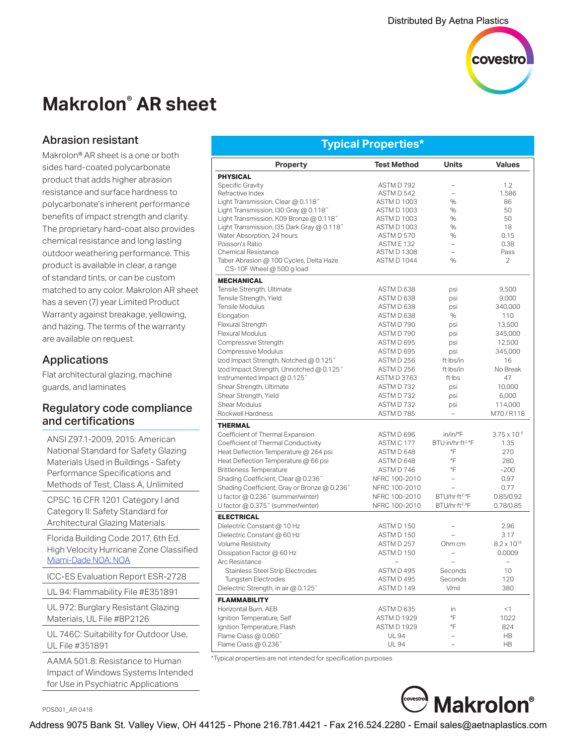Distributed By Aetna Plastics

# Makrolon® AR sheet

## Abrasion resistant

Makrolon® AR sheet is a one or both sides hard-coated polycarbonate product that adds higher abrasion resistance and surface hardness to polycarbonate's inherent performance benefits of impact strength and clarity. The proprietary hard-coat also provides chemical resistance and long lasting outdoor weathering performance. This product is available in clear, a range of standard tints, or can be custom matched to any color. Makrolon AR sheet has a seven (7) year Limited Product Warranty against breakage, yellowing, and hazing. The terms of the warranty are available on request.

## Applications

Flat architectural glazing, machine guards, and laminates

## Regulatory code compliance and certifications

- ANSI Z97.1-2009, 2015: American National Standard for Safety Glazing Materials Used in Buildings - Safety Performance Specifications and Methods of Test, Class A, Unlimited
- CPSC 16 CFR 1201 Category I and Category II: Safety Standard for Architectural Glazing Materials
- Florida Building Code 2017, 6th Ed. High Velocity Hurricane Zone Classified Miami-Dade NOA: NOA
- ICC-ES Evaluation Report ESR-2728
- UL 94: Flammability File #E351891
- UL 972: Burglary Resistant Glazing Materials, UL File #BP2126
- UL 746C: Suitability for Outdoor Use, UL File #351891
- AAMA 501.8: Resistance to Human Impact of Windows Systems Intended for Use in Psychiatric Applications

## Typical Properties*

| Property | Test Method | Units | Values |
|---|---|---|---|
| **PHYSICAL** | | | |
| Specific Gravity | ASTM D 792 | – | 1.2 |
| Refractive Index | ASTM D 542 | – | 1.586 |
| Light Transmission, Clear @ 0.118˝ | ASTM D 1003 | % | 86 |
| Light Transmission, I30 Gray @ 0.118˝ | ASTM D 1003 | % | 50 |
| Light Transmission, K09 Bronze @ 0.118˝ | ASTM D 1003 | % | 50 |
| Light Transmission, I35 Dark Gray @ 0.118˝ | ASTM D 1003 | % | 18 |
| Water Absorption, 24 hours | ASTM D 570 | % | 0.15 |
| Poisson's Ratio | ASTM E 132 | – | 0.38 |
| Chemical Resistance | ASTM D 1308 | – | Pass |
| Taber Abrasion @ 100 Cycles, Delta Haze CS-10F Wheel @ 500 g load | ASTM D 1044 | % | 2 |
| **MECHANICAL** | | | |
| Tensile Strength, Ultimate | ASTM D 638 | psi | 9,500 |
| Tensile Strength, Yield | ASTM D 638 | psi | 9,000 |
| Tensile Modulus | ASTM D 638 | psi | 340,000 |
| Elongation | ASTM D 638 | % | 110 |
| Flexural Strength | ASTM D 790 | psi | 13,500 |
| Flexural Modulus | ASTM D 790 | psi | 345,000 |
| Compressive Strength | ASTM D 695 | psi | 12,500 |
| Compressive Modulus | ASTM D 695 | psi | 345,000 |
| Izod Impact Strength, Notched @ 0.125˝ | ASTM D 256 | ft·lbs/in | 16 |
| Izod Impact Strength, Unnotched @ 0.125˝ | ASTM D 256 | ft·lbs/in | No Break |
| Instrumented Impact @ 0.125˝ | ASTM D 3763 | ft·lbs | 47 |
| Shear Strength, Ultimate | ASTM D 732 | psi | 10,000 |
| Shear Strength, Yield | ASTM D 732 | psi | 6,000 |
| Shear Modulus | ASTM D 732 | psi | 114,000 |
| Rockwell Hardness | ASTM D 785 | – | M70 / R118 |
| **THERMAL** | | | |
| Coefficient of Thermal Expansion | ASTM D 696 | in/in/°F | $3.75 \times 10^{-5}$ |
| Coefficient of Thermal Conductivity | ASTM C 177 | BTU·in/hr·ft²·°F | 1.35 |
| Heat Deflection Temperature @ 264 psi | ASTM D 648 | °F | 270 |
| Heat Deflection Temperature @ 66 psi | ASTM D 648 | °F | 280 |
| Brittleness Temperature | ASTM D 746 | °F | -200 |
| Shading Coefficient, Clear @ 0.236˝ | NFRC 100-2010 | – | 0.97 |
| Shading Coefficient, Gray or Bronze @ 0.236˝ | NFRC 100-2010 | – | 0.77 |
| U factor @ 0.236˝ (summer/winter) | NFRC 100-2010 | BTU/hr·ft²·°F | 0.85/0.92 |
| U factor @ 0.375˝ (summer/winter) | NFRC 100-2010 | BTU/hr·ft²·°F | 0.78/0.85 |
| **ELECTRICAL** | | | |
| Dielectric Constant @ 10 Hz | ASTM D 150 | – | 2.96 |
| Dielectric Constant @ 60 Hz | ASTM D 150 | – | 3.17 |
| Volume Resistivity | ASTM D 257 | Ohm·cm | $8.2 \times 10^{16}$ |
| Dissipation Factor @ 60 Hz | ASTM D 150 | – | 0.0009 |
| Arc Resistance | – | – | – |
| Stainless Steel Strip Electrodes | ASTM D 495 | Seconds | 10 |
| Tungsten Electrodes | ASTM D 495 | Seconds | 120 |
| Dielectric Strength, in air @ 0.125˝ | ASTM D 149 | V/mil | 380 |
| **FLAMMABILITY** | | | |
| Horizontal Burn, AEB | ASTM D 635 | in | <1 |
| Ignition Temperature, Self | ASTM D 1929 | °F | 1022 |
| Ignition Temperature, Flash | ASTM D 1929 | °F | 824 |
| Flame Class @ 0.060˝ | UL 94 | – | HB |
| Flame Class @ 0.236˝ | UL 94 | – | HB |

*Typical properties are not intended for specification purposes

PDS001_AR 0418

Address 9075 Bank St. Valley View, OH 44125 - Phone 216.781.4421 - Fax 216.524.2280 - Email sales@aetnaplastics.com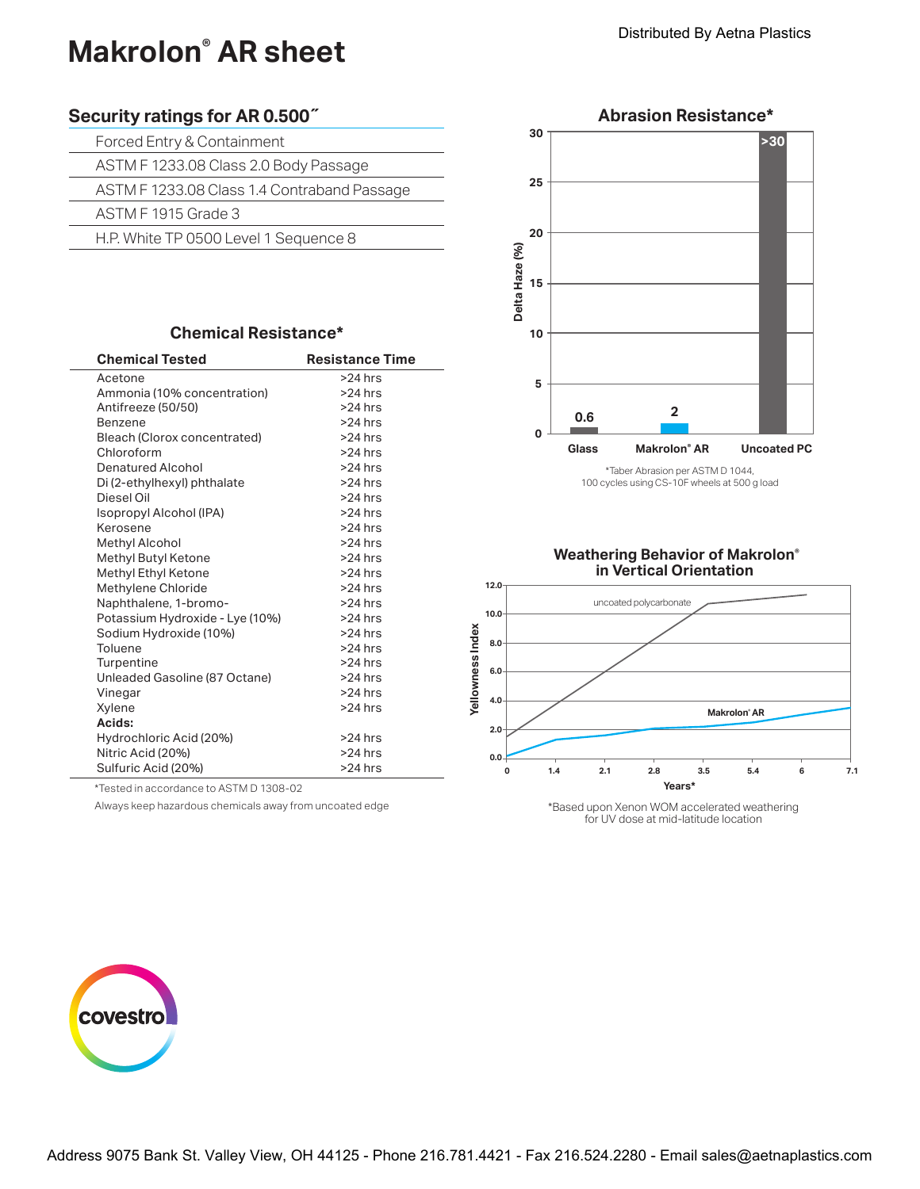Distributed By Aetna Plastics

# Makrolon® AR sheet

## Security ratings for AR 0.500˝

| |
|---|
| Forced Entry & Containment |
| ASTM F 1233.08 Class 2.0 Body Passage |
| ASTM F 1233.08 Class 1.4 Contraband Passage |
| ASTM F 1915 Grade 3 |
| H.P. White TP 0500 Level 1 Sequence 8 |

## Abrasion Resistance*

Delta Haze (%)

30
25
20
15
10
5
0

0.6
2
>30

Glass
Makrolon® AR
Uncoated PC

*Taber Abrasion per ASTM D 1044,
100 cycles using CS-10F wheels at 500 g load

## Chemical Resistance*

| Chemical Tested | Resistance Time |
|---|---|
| Acetone | >24 hrs |
| Ammonia (10% concentration) | >24 hrs |
| Antifreeze (50/50) | >24 hrs |
| Benzene | >24 hrs |
| Bleach (Clorox concentrated) | >24 hrs |
| Chloroform | >24 hrs |
| Denatured Alcohol | >24 hrs |
| Di (2-ethylhexyl) phthalate | >24 hrs |
| Diesel Oil | >24 hrs |
| Isopropyl Alcohol (IPA) | >24 hrs |
| Kerosene | >24 hrs |
| Methyl Alcohol | >24 hrs |
| Methyl Butyl Ketone | >24 hrs |
| Methyl Ethyl Ketone | >24 hrs |
| Methylene Chloride | >24 hrs |
| Naphthalene, 1-bromo- | >24 hrs |
| Potassium Hydroxide - Lye (10%) | >24 hrs |
| Sodium Hydroxide (10%) | >24 hrs |
| Toluene | >24 hrs |
| Turpentine | >24 hrs |
| Unleaded Gasoline (87 Octane) | >24 hrs |
| Vinegar | >24 hrs |
| Xylene | >24 hrs |
| **Acids:** | |
| Hydrochloric Acid (20%) | >24 hrs |
| Nitric Acid (20%) | >24 hrs |
| Sulfuric Acid (20%) | >24 hrs |

*Tested in accordance to ASTM D 1308-02

Always keep hazardous chemicals away from uncoated edge

## Weathering Behavior of Makrolon® in Vertical Orientation

Yellowness Index

12.0
10.0
8.0
6.0
4.0
2.0
0.0

uncoated polycarbonate
Makrolon® AR

0
1.4
2.1
2.8
3.5
5.4
6
7.1

Years*

*Based upon Xenon WOM accelerated weathering
for UV dose at mid-latitude location

covestro

Address 9075 Bank St. Valley View, OH 44125 - Phone 216.781.4421 - Fax 216.524.2280 - Email sales@aetnaplastics.com